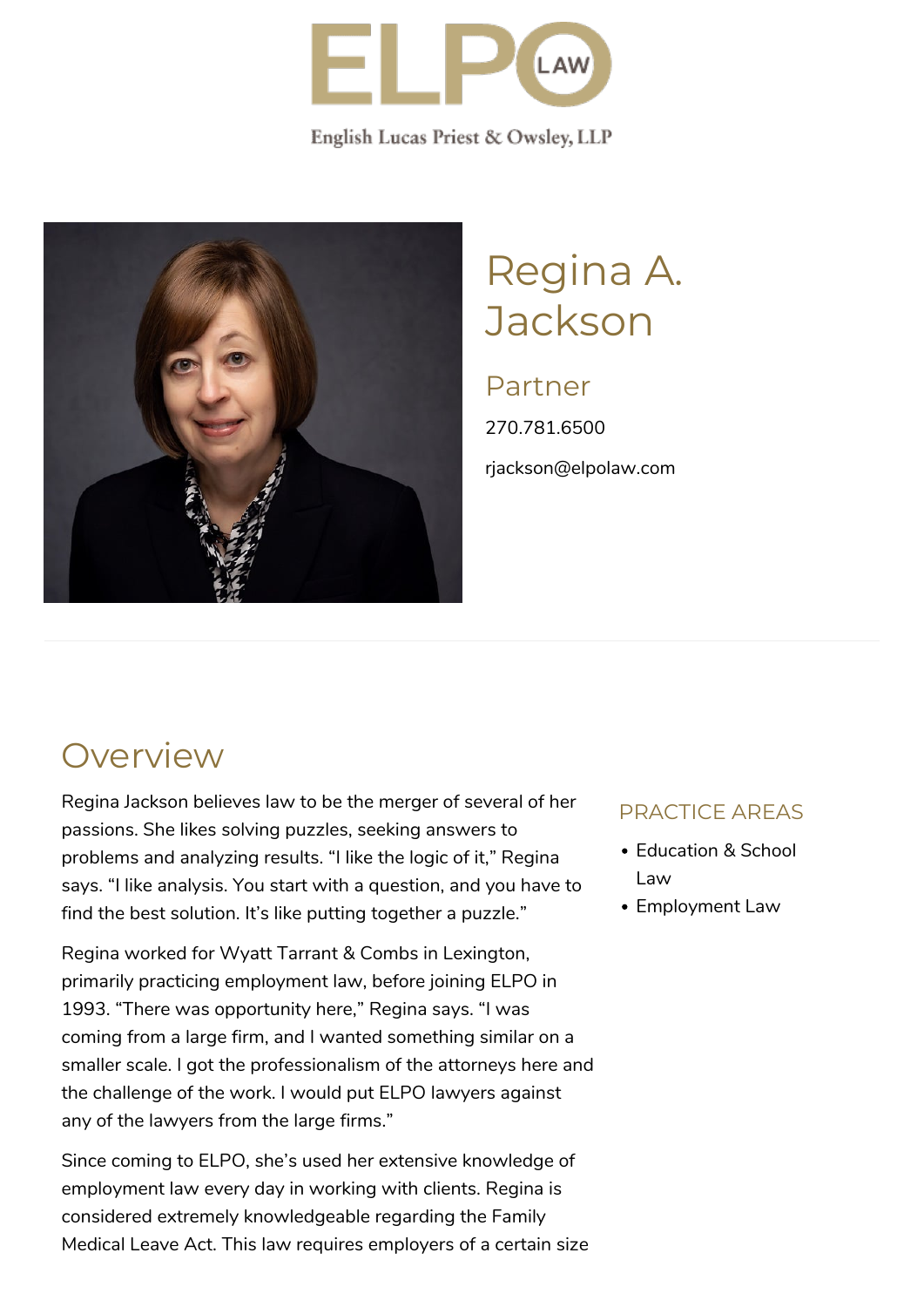ELPO LAW

English Lucas Priest & Owsley, LLP

# Regina A. Jackson

## Partner

270.781.6500

rjackson@elpolaw.com

## Overview

Regina Jackson believes law to be the merger of several of her passions. She likes solving puzzles, seeking answers to problems and analyzing results. “I like the logic of it,” Regina says. “I like analysis. You start with a question, and you have to find the best solution. It’s like putting together a puzzle.”

Regina worked for Wyatt Tarrant & Combs in Lexington, primarily practicing employment law, before joining ELPO in 1993. “There was opportunity here,” Regina says. “I was coming from a large firm, and I wanted something similar on a smaller scale. I got the professionalism of the attorneys here and the challenge of the work. I would put ELPO lawyers against any of the lawyers from the large firms.”

Since coming to ELPO, she’s used her extensive knowledge of employment law every day in working with clients. Regina is considered extremely knowledgeable regarding the Family Medical Leave Act. This law requires employers of a certain size

### PRACTICE AREAS

- Education & School Law
- Employment Law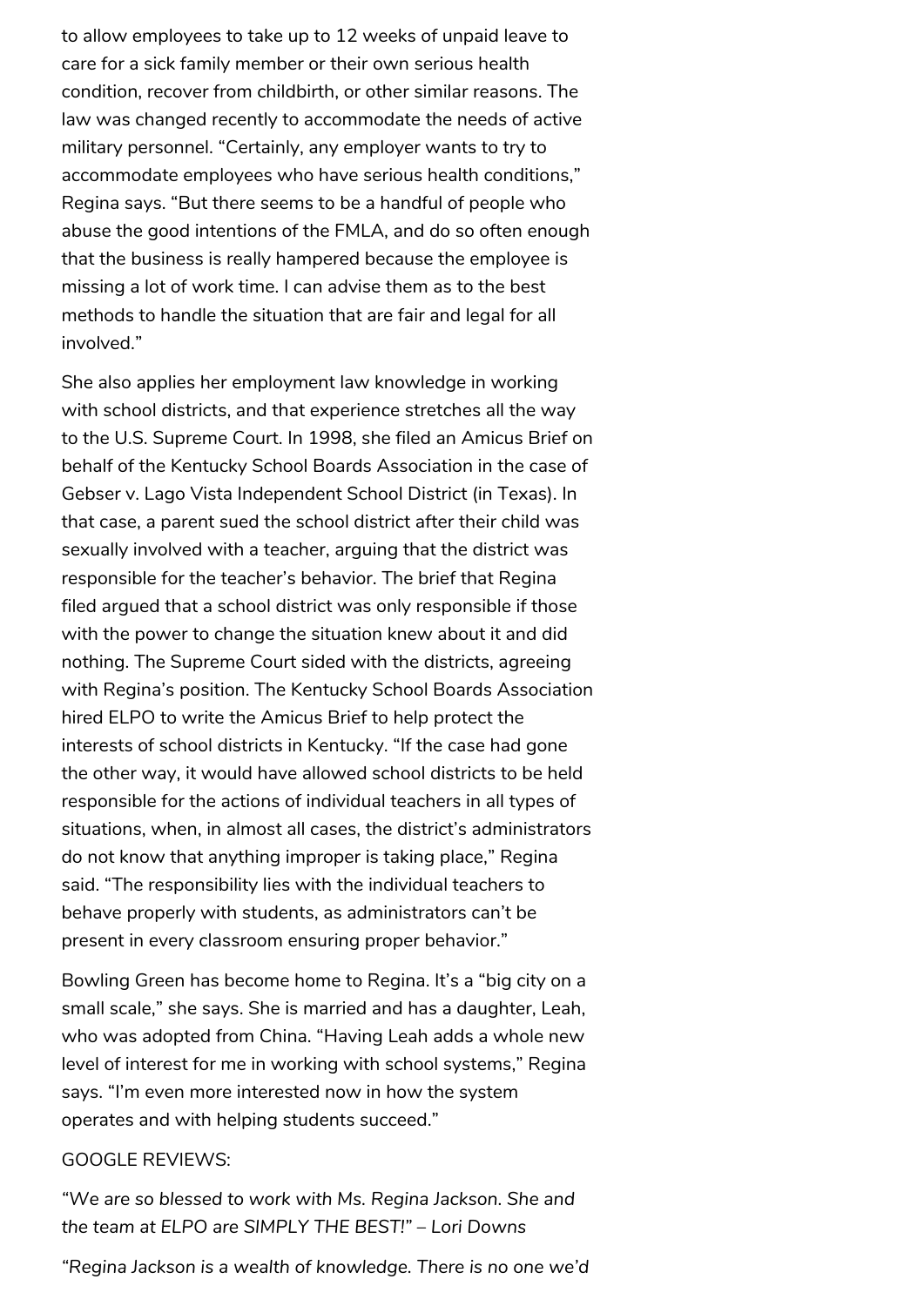to allow employees to take up to 12 weeks of unpaid leave to care for a sick family member or their own serious health condition, recover from childbirth, or other similar reasons. The law was changed recently to accommodate the needs of active military personnel. "Certainly, any employer wants to try to accommodate employees who have serious health conditions," Regina says. "But there seems to be a handful of people who abuse the good intentions of the FMLA, and do so often enough that the business is really hampered because the employee is missing a lot of work time. I can advise them as to the best methods to handle the situation that are fair and legal for all involved."

She also applies her employment law knowledge in working with school districts, and that experience stretches all the way to the U.S. Supreme Court. In 1998, she filed an Amicus Brief on behalf of the Kentucky School Boards Association in the case of Gebser v. Lago Vista Independent School District (in Texas). In that case, a parent sued the school district after their child was sexually involved with a teacher, arguing that the district was responsible for the teacher's behavior. The brief that Regina filed argued that a school district was only responsible if those with the power to change the situation knew about it and did nothing. The Supreme Court sided with the districts, agreeing with Regina's position. The Kentucky School Boards Association hired ELPO to write the Amicus Brief to help protect the interests of school districts in Kentucky. "If the case had gone the other way, it would have allowed school districts to be held responsible for the actions of individual teachers in all types of situations, when, in almost all cases, the district's administrators do not know that anything improper is taking place," Regina said. "The responsibility lies with the individual teachers to behave properly with students, as administrators can't be present in every classroom ensuring proper behavior."

Bowling Green has become home to Regina. It's a "big city on a small scale," she says. She is married and has a daughter, Leah, who was adopted from China. "Having Leah adds a whole new level of interest for me in working with school systems," Regina says. "I'm even more interested now in how the system operates and with helping students succeed."

GOOGLE REVIEWS:

*"We are so blessed to work with Ms. Regina Jackson. She and the team at ELPO are SIMPLY THE BEST!" – Lori Downs*

*"Regina Jackson is a wealth of knowledge. There is no one we'd*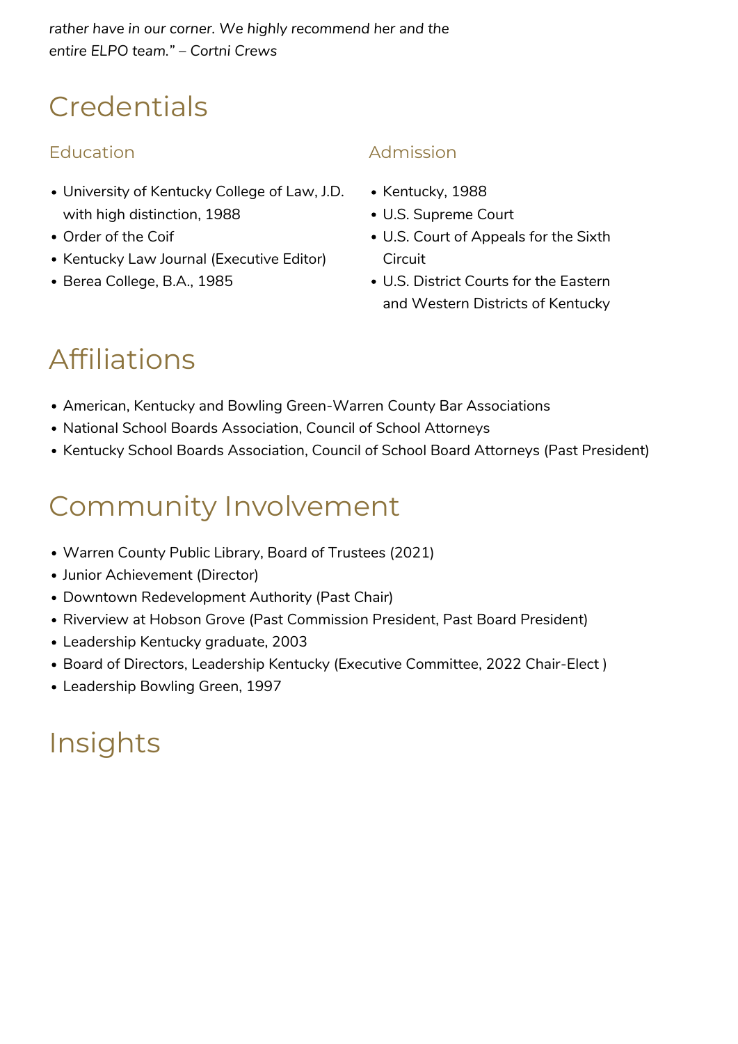*rather have in our corner. We highly recommend her and the entire ELPO team." – Cortni Crews*

# Credentials

## Education

- University of Kentucky College of Law, J.D. with high distinction, 1988
- Order of the Coif
- Kentucky Law Journal (Executive Editor)
- Berea College, B.A., 1985

## Admission

- Kentucky, 1988
- U.S. Supreme Court
- U.S. Court of Appeals for the Sixth Circuit
- U.S. District Courts for the Eastern and Western Districts of Kentucky

# Affiliations

- American, Kentucky and Bowling Green-Warren County Bar Associations
- National School Boards Association, Council of School Attorneys
- Kentucky School Boards Association, Council of School Board Attorneys (Past President)

# Community Involvement

- Warren County Public Library, Board of Trustees (2021)
- Junior Achievement (Director)
- Downtown Redevelopment Authority (Past Chair)
- Riverview at Hobson Grove (Past Commission President, Past Board President)
- Leadership Kentucky graduate, 2003
- Board of Directors, Leadership Kentucky (Executive Committee, 2022 Chair-Elect )
- Leadership Bowling Green, 1997

# Insights